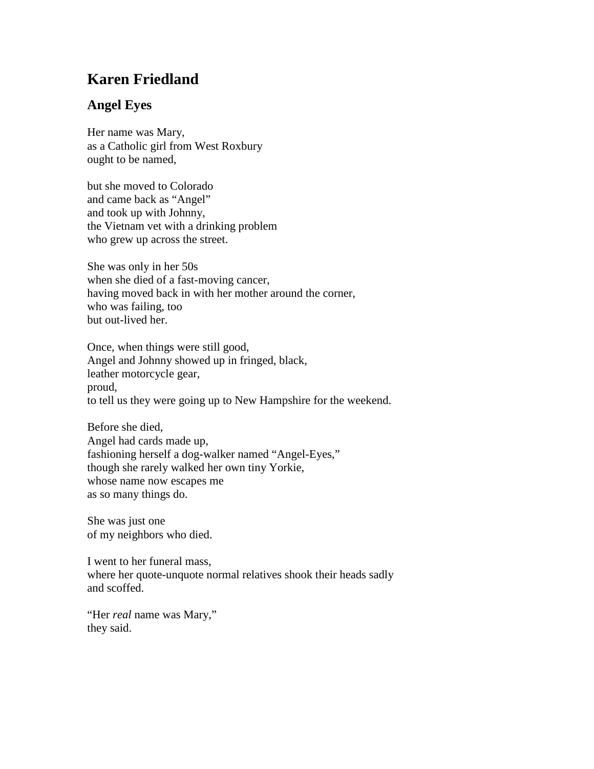# Karen Friedland

## Angel Eyes

Her name was Mary,
as a Catholic girl from West Roxbury
ought to be named,

but she moved to Colorado
and came back as "Angel"
and took up with Johnny,
the Vietnam vet with a drinking problem
who grew up across the street.

She was only in her 50s
when she died of a fast-moving cancer,
having moved back in with her mother around the corner,
who was failing, too
but out-lived her.

Once, when things were still good,
Angel and Johnny showed up in fringed, black,
leather motorcycle gear,
proud,
to tell us they were going up to New Hampshire for the weekend.

Before she died,
Angel had cards made up,
fashioning herself a dog-walker named "Angel-Eyes,"
though she rarely walked her own tiny Yorkie,
whose name now escapes me
as so many things do.

She was just one
of my neighbors who died.

I went to her funeral mass,
where her quote-unquote normal relatives shook their heads sadly
and scoffed.

"Her *real* name was Mary,"
they said.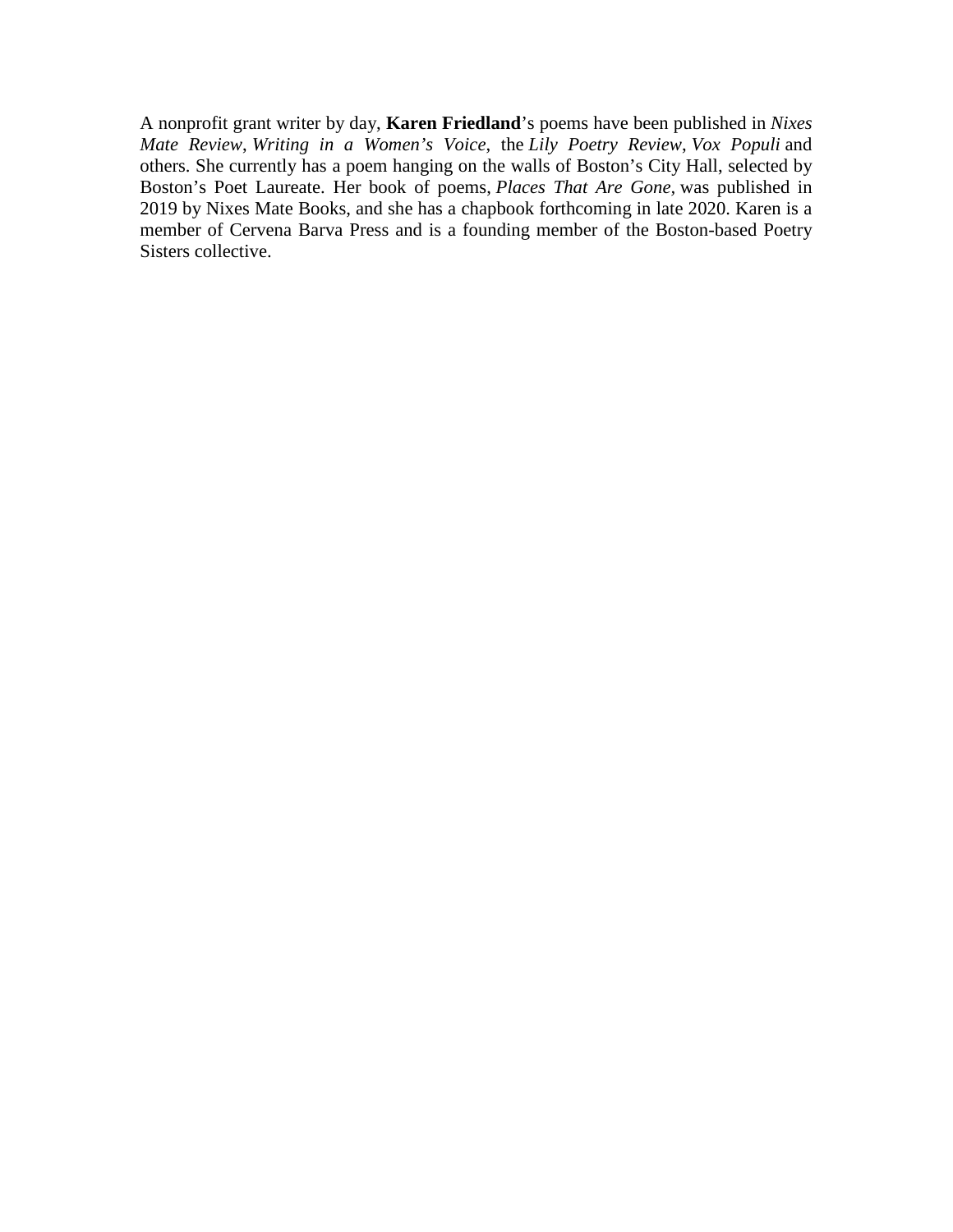A nonprofit grant writer by day, **Karen Friedland**'s poems have been published in *Nixes Mate Review*, *Writing in a Women's Voice*, the *Lily Poetry Review*, *Vox Populi* and others. She currently has a poem hanging on the walls of Boston's City Hall, selected by Boston's Poet Laureate. Her book of poems, *Places That Are Gone*, was published in 2019 by Nixes Mate Books, and she has a chapbook forthcoming in late 2020. Karen is a member of Cervena Barva Press and is a founding member of the Boston-based Poetry Sisters collective.